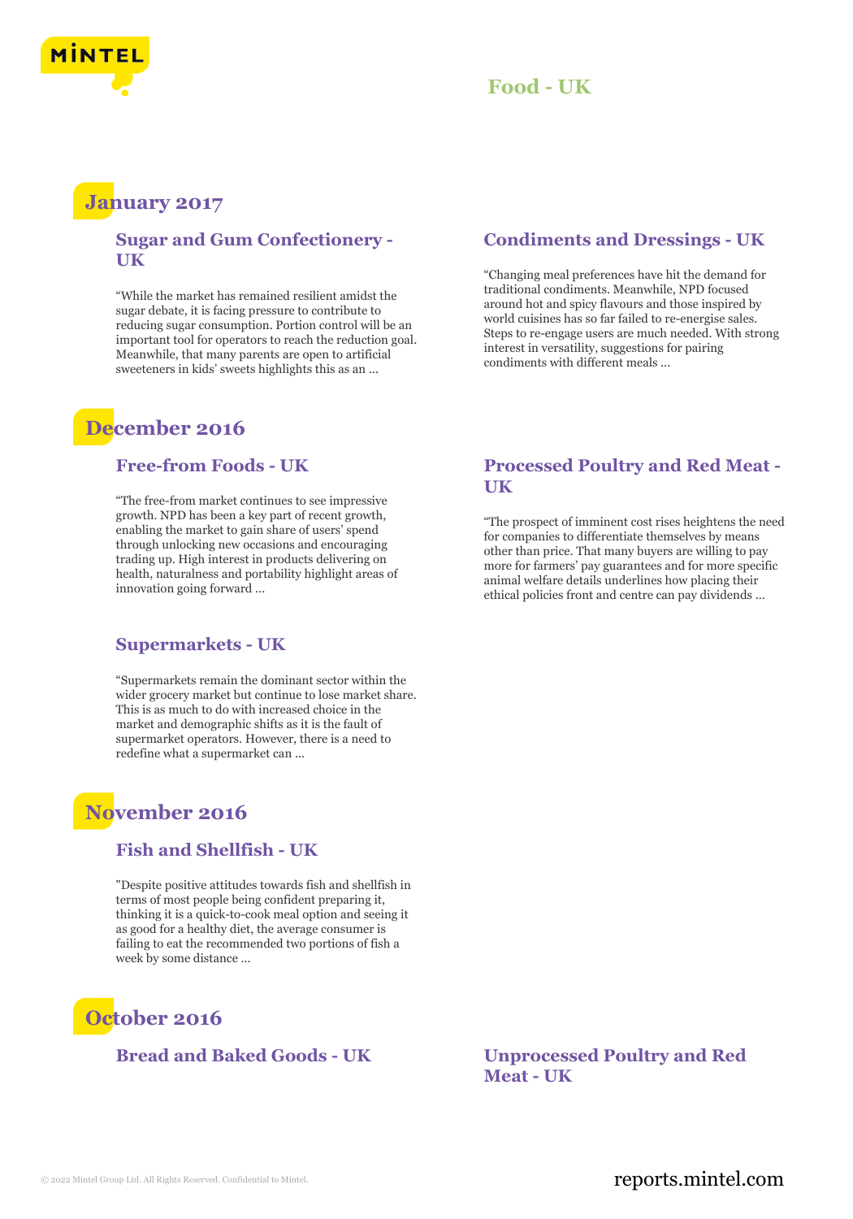# Food - UK

## January 2017

### Sugar and Gum Confectionery - UK

"While the market has remained resilient amidst the sugar debate, it is facing pressure to contribute to reducing sugar consumption. Portion control will be an important tool for operators to reach the reduction goal. Meanwhile, that many parents are open to artificial sweeteners in kids' sweets highlights this as an ...

### Condiments and Dressings - UK

"Changing meal preferences have hit the demand for traditional condiments. Meanwhile, NPD focused around hot and spicy flavours and those inspired by world cuisines has so far failed to re-energise sales. Steps to re-engage users are much needed. With strong interest in versatility, suggestions for pairing condiments with different meals ...

## December 2016

### Free-from Foods - UK

"The free-from market continues to see impressive growth. NPD has been a key part of recent growth, enabling the market to gain share of users' spend through unlocking new occasions and encouraging trading up. High interest in products delivering on health, naturalness and portability highlight areas of innovation going forward ...

### Processed Poultry and Red Meat - UK

"The prospect of imminent cost rises heightens the need for companies to differentiate themselves by means other than price. That many buyers are willing to pay more for farmers' pay guarantees and for more specific animal welfare details underlines how placing their ethical policies front and centre can pay dividends ...

### Supermarkets - UK

"Supermarkets remain the dominant sector within the wider grocery market but continue to lose market share. This is as much to do with increased choice in the market and demographic shifts as it is the fault of supermarket operators. However, there is a need to redefine what a supermarket can ...

## November 2016

### Fish and Shellfish - UK

"Despite positive attitudes towards fish and shellfish in terms of most people being confident preparing it, thinking it is a quick-to-cook meal option and seeing it as good for a healthy diet, the average consumer is failing to eat the recommended two portions of fish a week by some distance ...

## October 2016

### Bread and Baked Goods - UK

### Unprocessed Poultry and Red Meat - UK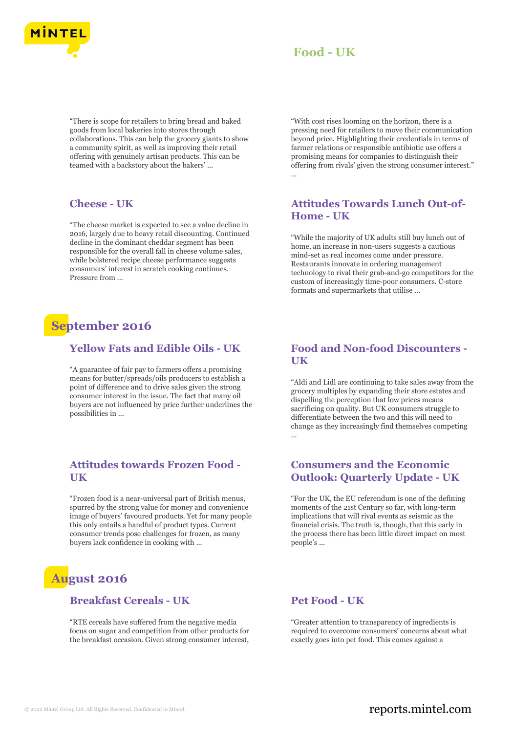# Food - UK

"There is scope for retailers to bring bread and baked goods from local bakeries into stores through collaborations. This can help the grocery giants to show a community spirit, as well as improving their retail offering with genuinely artisan products. This can be teamed with a backstory about the bakers' ...

"With cost rises looming on the horizon, there is a pressing need for retailers to move their communication beyond price. Highlighting their credentials in terms of farmer relations or responsible antibiotic use offers a promising means for companies to distinguish their offering from rivals' given the strong consumer interest." ...

### Cheese - UK

"The cheese market is expected to see a value decline in 2016, largely due to heavy retail discounting. Continued decline in the dominant cheddar segment has been responsible for the overall fall in cheese volume sales, while bolstered recipe cheese performance suggests consumers' interest in scratch cooking continues. Pressure from ...

### Attitudes Towards Lunch Out-of-Home - UK

"While the majority of UK adults still buy lunch out of home, an increase in non-users suggests a cautious mind-set as real incomes come under pressure. Restaurants innovate in ordering management technology to rival their grab-and-go competitors for the custom of increasingly time-poor consumers. C-store formats and supermarkets that utilise ...

## September 2016

### Yellow Fats and Edible Oils - UK

"A guarantee of fair pay to farmers offers a promising means for butter/spreads/oils producers to establish a point of difference and to drive sales given the strong consumer interest in the issue. The fact that many oil buyers are not influenced by price further underlines the possibilities in ...

### Food and Non-food Discounters - UK

"Aldi and Lidl are continuing to take sales away from the grocery multiples by expanding their store estates and dispelling the perception that low prices means sacrificing on quality. But UK consumers struggle to differentiate between the two and this will need to change as they increasingly find themselves competing ...

### Attitudes towards Frozen Food - UK

"Frozen food is a near-universal part of British menus, spurred by the strong value for money and convenience image of buyers' favoured products. Yet for many people this only entails a handful of product types. Current consumer trends pose challenges for frozen, as many buyers lack confidence in cooking with ...

### Consumers and the Economic Outlook: Quarterly Update - UK

"For the UK, the EU referendum is one of the defining moments of the 21st Century so far, with long-term implications that will rival events as seismic as the financial crisis. The truth is, though, that this early in the process there has been little direct impact on most people's ...

## August 2016

### Breakfast Cereals - UK

"RTE cereals have suffered from the negative media focus on sugar and competition from other products for the breakfast occasion. Given strong consumer interest,

### Pet Food - UK

"Greater attention to transparency of ingredients is required to overcome consumers' concerns about what exactly goes into pet food. This comes against a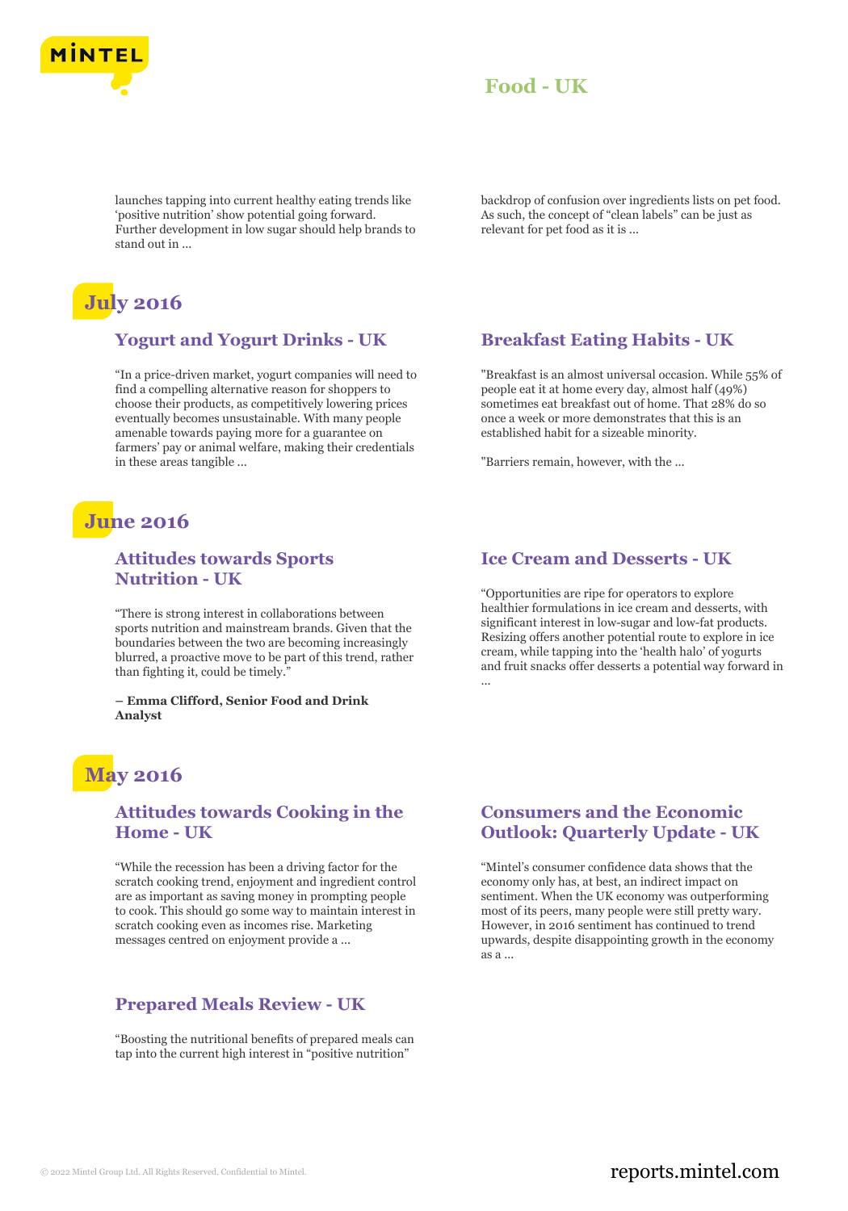launches tapping into current healthy eating trends like 'positive nutrition' show potential going forward. Further development in low sugar should help brands to stand out in ...

backdrop of confusion over ingredients lists on pet food. As such, the concept of "clean labels" can be just as relevant for pet food as it is ...

## July 2016

### Yogurt and Yogurt Drinks - UK

"In a price-driven market, yogurt companies will need to find a compelling alternative reason for shoppers to choose their products, as competitively lowering prices eventually becomes unsustainable. With many people amenable towards paying more for a guarantee on farmers' pay or animal welfare, making their credentials in these areas tangible ...

### Breakfast Eating Habits - UK

"Breakfast is an almost universal occasion. While 55% of people eat it at home every day, almost half (49%) sometimes eat breakfast out of home. That 28% do so once a week or more demonstrates that this is an established habit for a sizeable minority.

"Barriers remain, however, with the ...

## June 2016

### Attitudes towards Sports Nutrition - UK

"There is strong interest in collaborations between sports nutrition and mainstream brands. Given that the boundaries between the two are becoming increasingly blurred, a proactive move to be part of this trend, rather than fighting it, could be timely."

**– Emma Clifford, Senior Food and Drink Analyst**

### Ice Cream and Desserts - UK

"Opportunities are ripe for operators to explore healthier formulations in ice cream and desserts, with significant interest in low-sugar and low-fat products. Resizing offers another potential route to explore in ice cream, while tapping into the 'health halo' of yogurts and fruit snacks offer desserts a potential way forward in ...

## May 2016

### Attitudes towards Cooking in the Home - UK

"While the recession has been a driving factor for the scratch cooking trend, enjoyment and ingredient control are as important as saving money in prompting people to cook. This should go some way to maintain interest in scratch cooking even as incomes rise. Marketing messages centred on enjoyment provide a ...

### Consumers and the Economic Outlook: Quarterly Update - UK

"Mintel's consumer confidence data shows that the economy only has, at best, an indirect impact on sentiment. When the UK economy was outperforming most of its peers, many people were still pretty wary. However, in 2016 sentiment has continued to trend upwards, despite disappointing growth in the economy as a ...

### Prepared Meals Review - UK

"Boosting the nutritional benefits of prepared meals can tap into the current high interest in "positive nutrition"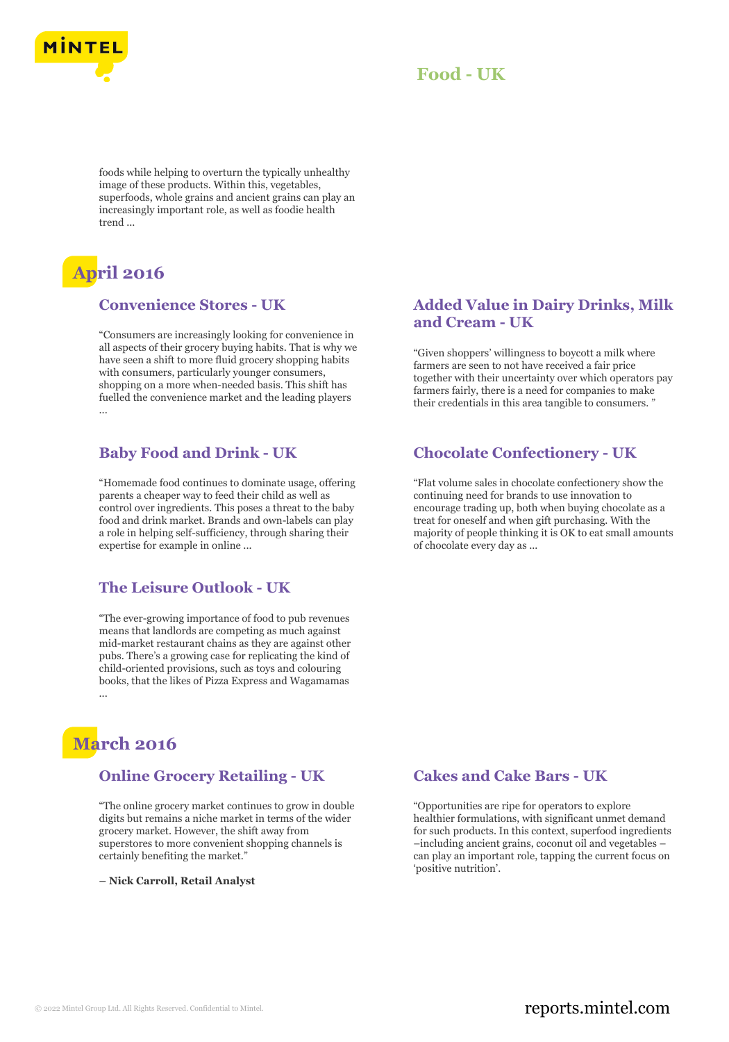foods while helping to overturn the typically unhealthy image of these products. Within this, vegetables, superfoods, whole grains and ancient grains can play an increasingly important role, as well as foodie health trend ...

## April 2016

### Convenience Stores - UK

“Consumers are increasingly looking for convenience in all aspects of their grocery buying habits. That is why we have seen a shift to more fluid grocery shopping habits with consumers, particularly younger consumers, shopping on a more when-needed basis. This shift has fuelled the convenience market and the leading players ...

### Baby Food and Drink - UK

“Homemade food continues to dominate usage, offering parents a cheaper way to feed their child as well as control over ingredients. This poses a threat to the baby food and drink market. Brands and own-labels can play a role in helping self-sufficiency, through sharing their expertise for example in online ...

### The Leisure Outlook - UK

“The ever-growing importance of food to pub revenues means that landlords are competing as much against mid-market restaurant chains as they are against other pubs. There’s a growing case for replicating the kind of child-oriented provisions, such as toys and colouring books, that the likes of Pizza Express and Wagamamas ...

### Added Value in Dairy Drinks, Milk and Cream - UK

“Given shoppers’ willingness to boycott a milk where farmers are seen to not have received a fair price together with their uncertainty over which operators pay farmers fairly, there is a need for companies to make their credentials in this area tangible to consumers. ”

### Chocolate Confectionery - UK

“Flat volume sales in chocolate confectionery show the continuing need for brands to use innovation to encourage trading up, both when buying chocolate as a treat for oneself and when gift purchasing. With the majority of people thinking it is OK to eat small amounts of chocolate every day as ...

## March 2016

### Online Grocery Retailing - UK

“The online grocery market continues to grow in double digits but remains a niche market in terms of the wider grocery market. However, the shift away from superstores to more convenient shopping channels is certainly benefiting the market.”

**– Nick Carroll, Retail Analyst**

### Cakes and Cake Bars - UK

“Opportunities are ripe for operators to explore healthier formulations, with significant unmet demand for such products. In this context, superfood ingredients –including ancient grains, coconut oil and vegetables – can play an important role, tapping the current focus on ‘positive nutrition’.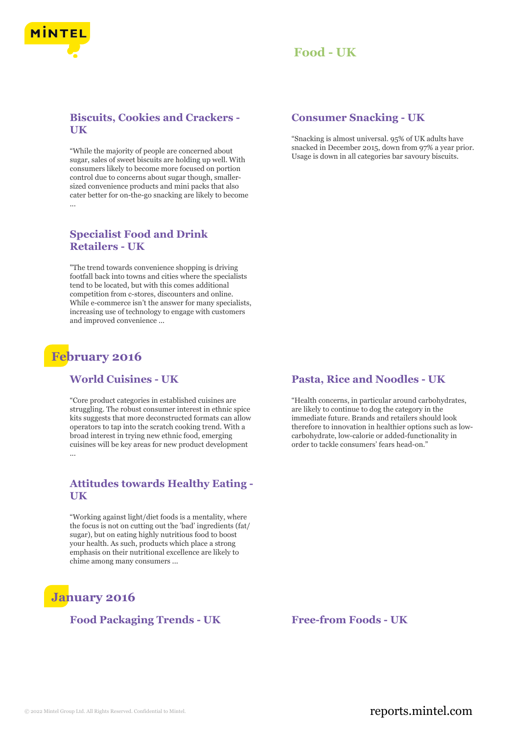# Food - UK

### Biscuits, Cookies and Crackers - UK

"While the majority of people are concerned about sugar, sales of sweet biscuits are holding up well. With consumers likely to become more focused on portion control due to concerns about sugar though, smaller-sized convenience products and mini packs that also cater better for on-the-go snacking are likely to become ...

### Consumer Snacking - UK

"Snacking is almost universal. 95% of UK adults have snacked in December 2015, down from 97% a year prior. Usage is down in all categories bar savoury biscuits.

### Specialist Food and Drink Retailers - UK

"The trend towards convenience shopping is driving footfall back into towns and cities where the specialists tend to be located, but with this comes additional competition from c-stores, discounters and online. While e-commerce isn't the answer for many specialists, increasing use of technology to engage with customers and improved convenience ...

## February 2016

### World Cuisines - UK

"Core product categories in established cuisines are struggling. The robust consumer interest in ethnic spice kits suggests that more deconstructed formats can allow operators to tap into the scratch cooking trend. With a broad interest in trying new ethnic food, emerging cuisines will be key areas for new product development ...

### Pasta, Rice and Noodles - UK

"Health concerns, in particular around carbohydrates, are likely to continue to dog the category in the immediate future. Brands and retailers should look therefore to innovation in healthier options such as low-carbohydrate, low-calorie or added-functionality in order to tackle consumers' fears head-on."

### Attitudes towards Healthy Eating - UK

"Working against light/diet foods is a mentality, where the focus is not on cutting out the 'bad' ingredients (fat/sugar), but on eating highly nutritious food to boost your health. As such, products which place a strong emphasis on their nutritional excellence are likely to chime among many consumers ...

## January 2016

### Food Packaging Trends - UK

### Free-from Foods - UK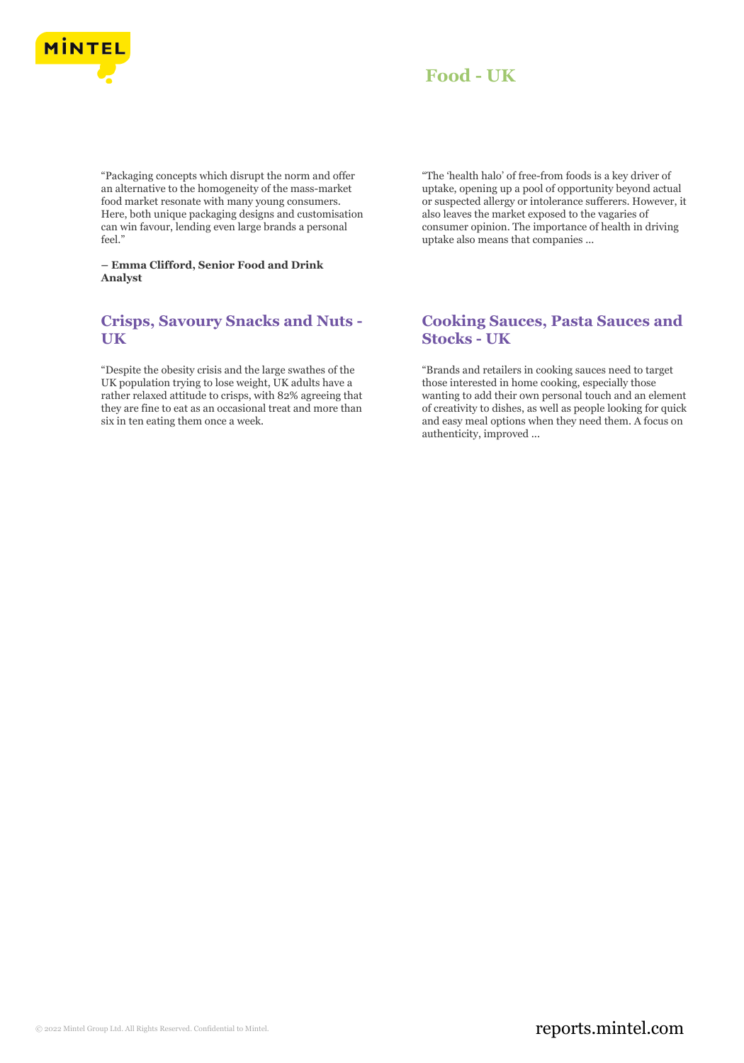"Packaging concepts which disrupt the norm and offer an alternative to the homogeneity of the mass-market food market resonate with many young consumers. Here, both unique packaging designs and customisation can win favour, lending even large brands a personal feel."

**– Emma Clifford, Senior Food and Drink Analyst**

"The 'health halo' of free-from foods is a key driver of uptake, opening up a pool of opportunity beyond actual or suspected allergy or intolerance sufferers. However, it also leaves the market exposed to the vagaries of consumer opinion. The importance of health in driving uptake also means that companies ...

## Crisps, Savoury Snacks and Nuts - UK

"Despite the obesity crisis and the large swathes of the UK population trying to lose weight, UK adults have a rather relaxed attitude to crisps, with 82% agreeing that they are fine to eat as an occasional treat and more than six in ten eating them once a week.

## Cooking Sauces, Pasta Sauces and Stocks - UK

"Brands and retailers in cooking sauces need to target those interested in home cooking, especially those wanting to add their own personal touch and an element of creativity to dishes, as well as people looking for quick and easy meal options when they need them. A focus on authenticity, improved ...